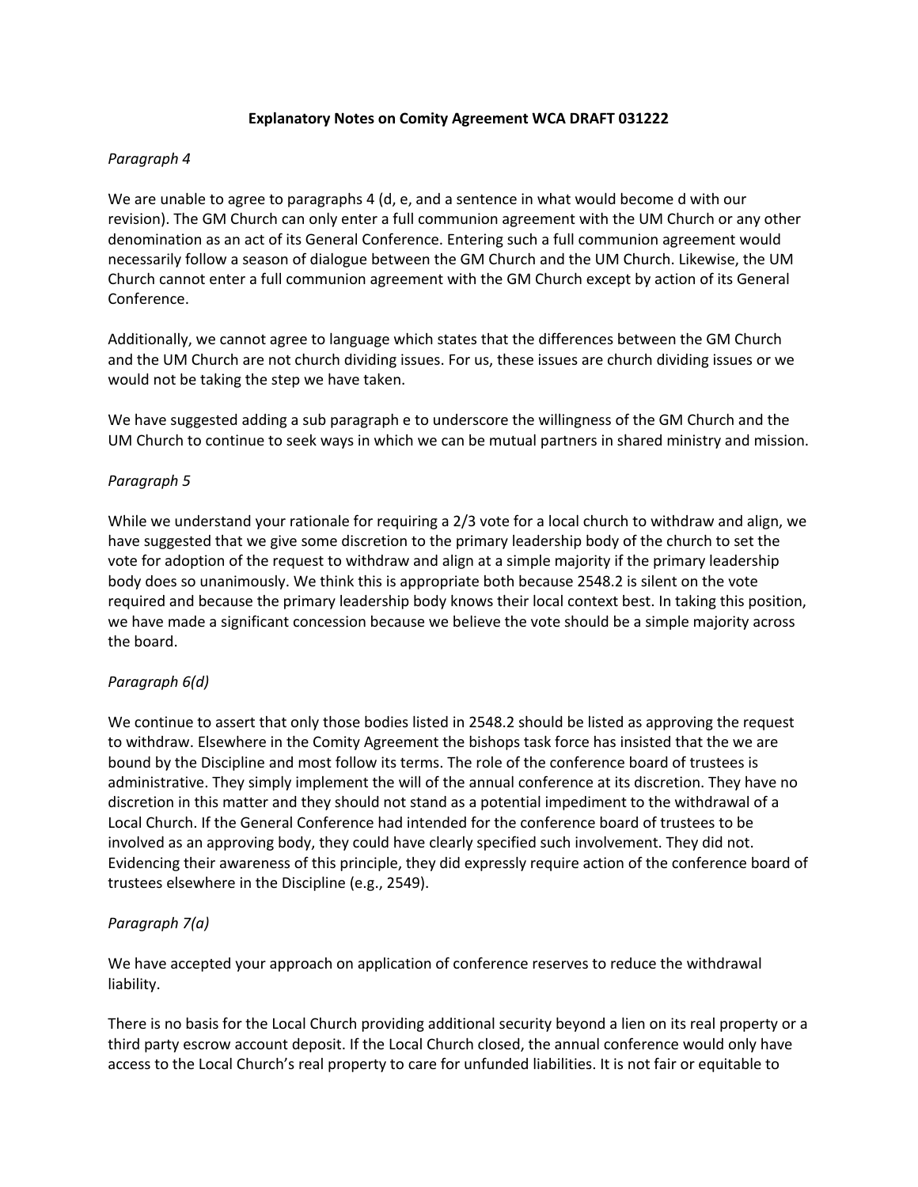# Explanatory Notes on Comity Agreement WCA DRAFT 031222

*Paragraph 4*

We are unable to agree to paragraphs 4 (d, e, and a sentence in what would become d with our revision). The GM Church can only enter a full communion agreement with the UM Church or any other denomination as an act of its General Conference. Entering such a full communion agreement would necessarily follow a season of dialogue between the GM Church and the UM Church. Likewise, the UM Church cannot enter a full communion agreement with the GM Church except by action of its General Conference.

Additionally, we cannot agree to language which states that the differences between the GM Church and the UM Church are not church dividing issues. For us, these issues are church dividing issues or we would not be taking the step we have taken.

We have suggested adding a sub paragraph e to underscore the willingness of the GM Church and the UM Church to continue to seek ways in which we can be mutual partners in shared ministry and mission.

*Paragraph 5*

While we understand your rationale for requiring a 2/3 vote for a local church to withdraw and align, we have suggested that we give some discretion to the primary leadership body of the church to set the vote for adoption of the request to withdraw and align at a simple majority if the primary leadership body does so unanimously. We think this is appropriate both because 2548.2 is silent on the vote required and because the primary leadership body knows their local context best. In taking this position, we have made a significant concession because we believe the vote should be a simple majority across the board.

*Paragraph 6(d)*

We continue to assert that only those bodies listed in 2548.2 should be listed as approving the request to withdraw. Elsewhere in the Comity Agreement the bishops task force has insisted that the we are bound by the Discipline and most follow its terms. The role of the conference board of trustees is administrative. They simply implement the will of the annual conference at its discretion. They have no discretion in this matter and they should not stand as a potential impediment to the withdrawal of a Local Church. If the General Conference had intended for the conference board of trustees to be involved as an approving body, they could have clearly specified such involvement. They did not. Evidencing their awareness of this principle, they did expressly require action of the conference board of trustees elsewhere in the Discipline (e.g., 2549).

*Paragraph 7(a)*

We have accepted your approach on application of conference reserves to reduce the withdrawal liability.

There is no basis for the Local Church providing additional security beyond a lien on its real property or a third party escrow account deposit. If the Local Church closed, the annual conference would only have access to the Local Church's real property to care for unfunded liabilities. It is not fair or equitable to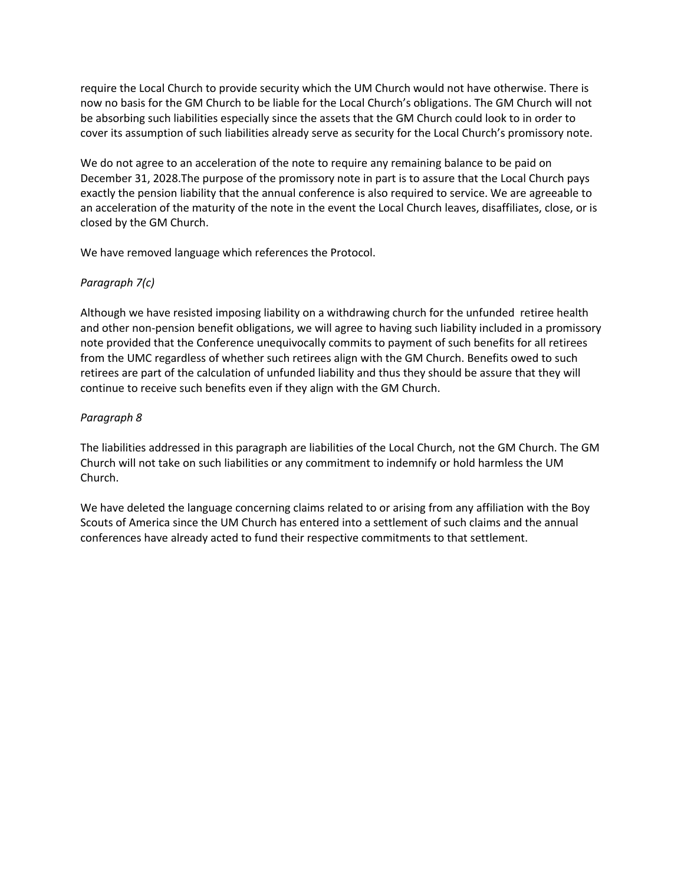require the Local Church to provide security which the UM Church would not have otherwise. There is now no basis for the GM Church to be liable for the Local Church's obligations. The GM Church will not be absorbing such liabilities especially since the assets that the GM Church could look to in order to cover its assumption of such liabilities already serve as security for the Local Church's promissory note.

We do not agree to an acceleration of the note to require any remaining balance to be paid on December 31, 2028.The purpose of the promissory note in part is to assure that the Local Church pays exactly the pension liability that the annual conference is also required to service. We are agreeable to an acceleration of the maturity of the note in the event the Local Church leaves, disaffiliates, close, or is closed by the GM Church.

We have removed language which references the Protocol.

*Paragraph 7(c)*

Although we have resisted imposing liability on a withdrawing church for the unfunded retiree health and other non-pension benefit obligations, we will agree to having such liability included in a promissory note provided that the Conference unequivocally commits to payment of such benefits for all retirees from the UMC regardless of whether such retirees align with the GM Church. Benefits owed to such retirees are part of the calculation of unfunded liability and thus they should be assure that they will continue to receive such benefits even if they align with the GM Church.

*Paragraph 8*

The liabilities addressed in this paragraph are liabilities of the Local Church, not the GM Church. The GM Church will not take on such liabilities or any commitment to indemnify or hold harmless the UM Church.

We have deleted the language concerning claims related to or arising from any affiliation with the Boy Scouts of America since the UM Church has entered into a settlement of such claims and the annual conferences have already acted to fund their respective commitments to that settlement.